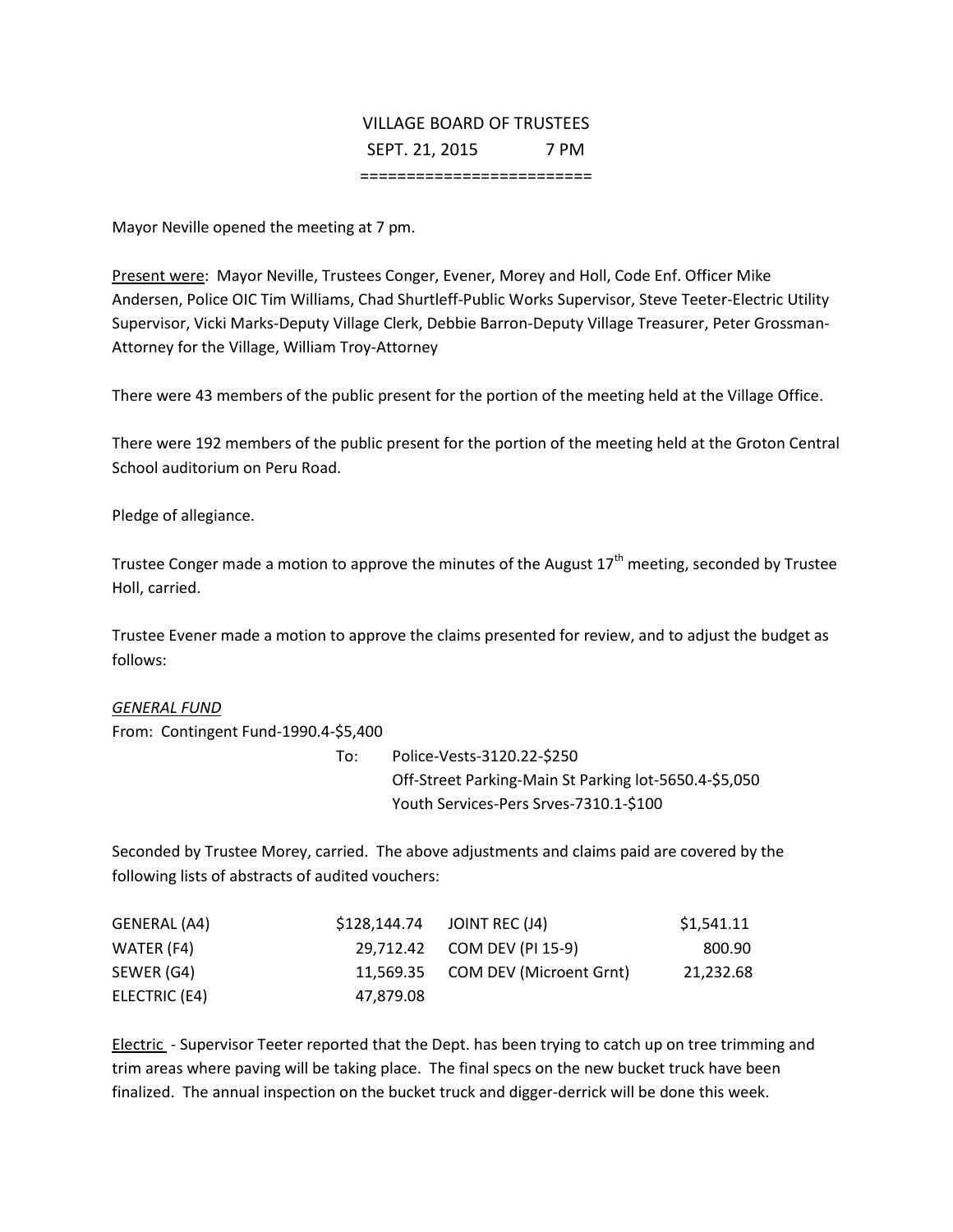VILLAGE BOARD OF TRUSTEES

SEPT. 21, 2015 7 PM

========================

Mayor Neville opened the meeting at 7 pm.

Present were: Mayor Neville, Trustees Conger, Evener, Morey and Holl, Code Enf. Officer Mike Andersen, Police OIC Tim Williams, Chad Shurtleff-Public Works Supervisor, Steve Teeter-Electric Utility Supervisor, Vicki Marks-Deputy Village Clerk, Debbie Barron-Deputy Village Treasurer, Peter Grossman-Attorney for the Village, William Troy-Attorney

There were 43 members of the public present for the portion of the meeting held at the Village Office.

There were 192 members of the public present for the portion of the meeting held at the Groton Central School auditorium on Peru Road.

Pledge of allegiance.

Trustee Conger made a motion to approve the minutes of the August 17th meeting, seconded by Trustee Holl, carried.

Trustee Evener made a motion to approve the claims presented for review, and to adjust the budget as follows:

*GENERAL FUND*

From: Contingent Fund-1990.4-$5,400

To: Police-Vests-3120.22-$250
Off-Street Parking-Main St Parking lot-5650.4-$5,050
Youth Services-Pers Srves-7310.1-$100

Seconded by Trustee Morey, carried. The above adjustments and claims paid are covered by the following lists of abstracts of audited vouchers:

| | | | |
|---|---|---|---|
| GENERAL (A4) | $128,144.74 | JOINT REC (J4) | $1,541.11 |
| WATER (F4) | 29,712.42 | COM DEV (PI 15-9) | 800.90 |
| SEWER (G4) | 11,569.35 | COM DEV (Microent Grnt) | 21,232.68 |
| ELECTRIC (E4) | 47,879.08 | | |

Electric - Supervisor Teeter reported that the Dept. has been trying to catch up on tree trimming and trim areas where paving will be taking place. The final specs on the new bucket truck have been finalized. The annual inspection on the bucket truck and digger-derrick will be done this week.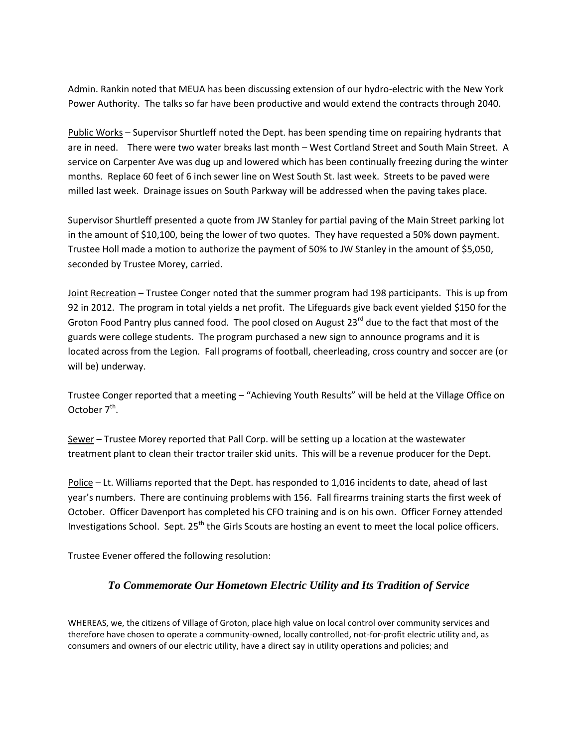Admin. Rankin noted that MEUA has been discussing extension of our hydro-electric with the New York Power Authority. The talks so far have been productive and would extend the contracts through 2040.

Public Works – Supervisor Shurtleff noted the Dept. has been spending time on repairing hydrants that are in need. There were two water breaks last month – West Cortland Street and South Main Street. A service on Carpenter Ave was dug up and lowered which has been continually freezing during the winter months. Replace 60 feet of 6 inch sewer line on West South St. last week. Streets to be paved were milled last week. Drainage issues on South Parkway will be addressed when the paving takes place.

Supervisor Shurtleff presented a quote from JW Stanley for partial paving of the Main Street parking lot in the amount of $10,100, being the lower of two quotes. They have requested a 50% down payment. Trustee Holl made a motion to authorize the payment of 50% to JW Stanley in the amount of $5,050, seconded by Trustee Morey, carried.

Joint Recreation – Trustee Conger noted that the summer program had 198 participants. This is up from 92 in 2012. The program in total yields a net profit. The Lifeguards give back event yielded $150 for the Groton Food Pantry plus canned food. The pool closed on August 23rd due to the fact that most of the guards were college students. The program purchased a new sign to announce programs and it is located across from the Legion. Fall programs of football, cheerleading, cross country and soccer are (or will be) underway.

Trustee Conger reported that a meeting – "Achieving Youth Results" will be held at the Village Office on October 7th.

Sewer – Trustee Morey reported that Pall Corp. will be setting up a location at the wastewater treatment plant to clean their tractor trailer skid units. This will be a revenue producer for the Dept.

Police – Lt. Williams reported that the Dept. has responded to 1,016 incidents to date, ahead of last year's numbers. There are continuing problems with 156. Fall firearms training starts the first week of October. Officer Davenport has completed his CFO training and is on his own. Officer Forney attended Investigations School. Sept. 25th the Girls Scouts are hosting an event to meet the local police officers.

Trustee Evener offered the following resolution:

## *To Commemorate Our Hometown Electric Utility and Its Tradition of Service*

WHEREAS, we, the citizens of Village of Groton, place high value on local control over community services and therefore have chosen to operate a community-owned, locally controlled, not-for-profit electric utility and, as consumers and owners of our electric utility, have a direct say in utility operations and policies; and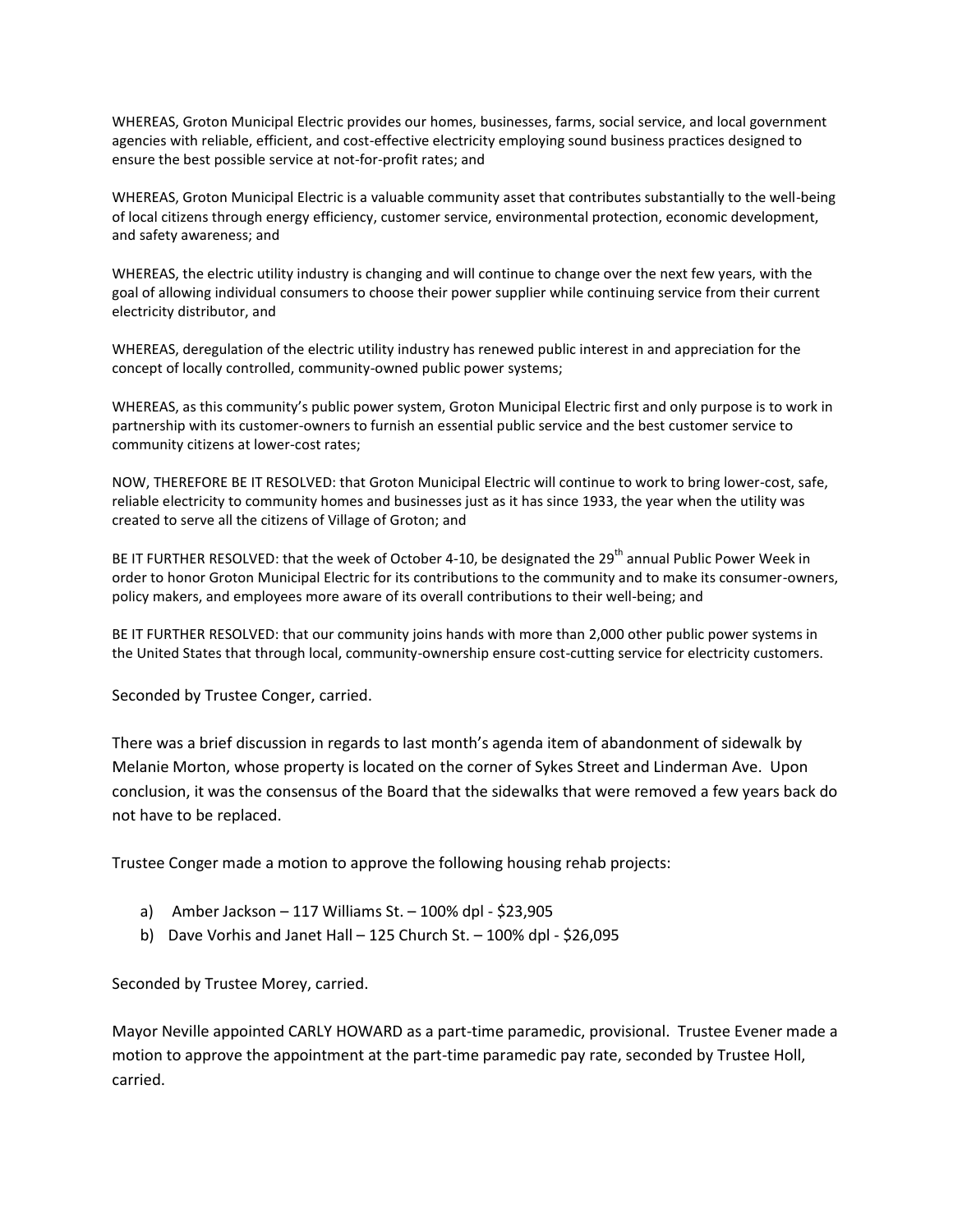WHEREAS, Groton Municipal Electric provides our homes, businesses, farms, social service, and local government agencies with reliable, efficient, and cost-effective electricity employing sound business practices designed to ensure the best possible service at not-for-profit rates; and

WHEREAS, Groton Municipal Electric is a valuable community asset that contributes substantially to the well-being of local citizens through energy efficiency, customer service, environmental protection, economic development, and safety awareness; and

WHEREAS, the electric utility industry is changing and will continue to change over the next few years, with the goal of allowing individual consumers to choose their power supplier while continuing service from their current electricity distributor, and

WHEREAS, deregulation of the electric utility industry has renewed public interest in and appreciation for the concept of locally controlled, community-owned public power systems;

WHEREAS, as this community's public power system, Groton Municipal Electric first and only purpose is to work in partnership with its customer-owners to furnish an essential public service and the best customer service to community citizens at lower-cost rates;

NOW, THEREFORE BE IT RESOLVED: that Groton Municipal Electric will continue to work to bring lower-cost, safe, reliable electricity to community homes and businesses just as it has since 1933, the year when the utility was created to serve all the citizens of Village of Groton; and

BE IT FURTHER RESOLVED: that the week of October 4-10, be designated the 29th annual Public Power Week in order to honor Groton Municipal Electric for its contributions to the community and to make its consumer-owners, policy makers, and employees more aware of its overall contributions to their well-being; and

BE IT FURTHER RESOLVED: that our community joins hands with more than 2,000 other public power systems in the United States that through local, community-ownership ensure cost-cutting service for electricity customers.

Seconded by Trustee Conger, carried.

There was a brief discussion in regards to last month's agenda item of abandonment of sidewalk by Melanie Morton, whose property is located on the corner of Sykes Street and Linderman Ave. Upon conclusion, it was the consensus of the Board that the sidewalks that were removed a few years back do not have to be replaced.

Trustee Conger made a motion to approve the following housing rehab projects:

a) Amber Jackson – 117 Williams St. – 100% dpl - $23,905
b) Dave Vorhis and Janet Hall – 125 Church St. – 100% dpl - $26,095

Seconded by Trustee Morey, carried.

Mayor Neville appointed CARLY HOWARD as a part-time paramedic, provisional. Trustee Evener made a motion to approve the appointment at the part-time paramedic pay rate, seconded by Trustee Holl, carried.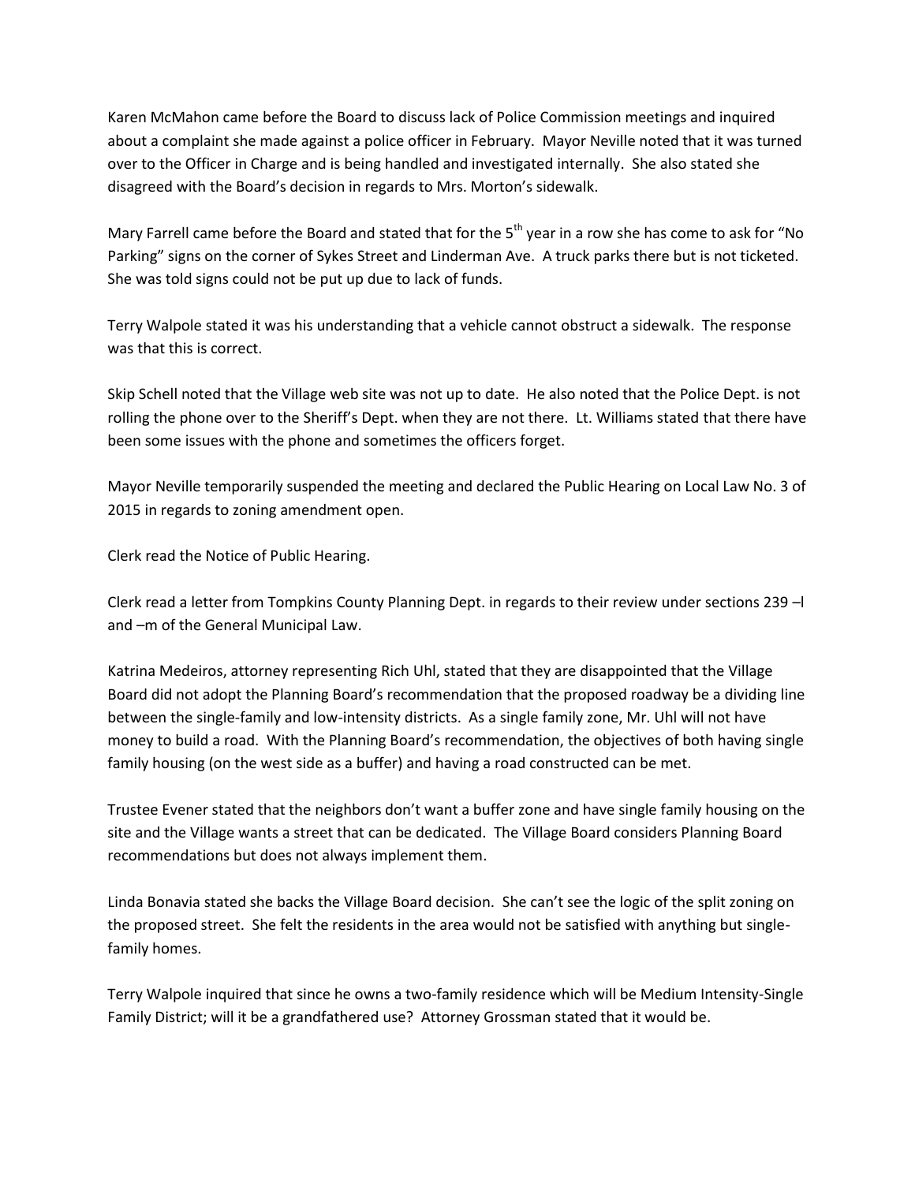Karen McMahon came before the Board to discuss lack of Police Commission meetings and inquired about a complaint she made against a police officer in February. Mayor Neville noted that it was turned over to the Officer in Charge and is being handled and investigated internally. She also stated she disagreed with the Board's decision in regards to Mrs. Morton's sidewalk.

Mary Farrell came before the Board and stated that for the 5th year in a row she has come to ask for "No Parking" signs on the corner of Sykes Street and Linderman Ave. A truck parks there but is not ticketed. She was told signs could not be put up due to lack of funds.

Terry Walpole stated it was his understanding that a vehicle cannot obstruct a sidewalk. The response was that this is correct.

Skip Schell noted that the Village web site was not up to date. He also noted that the Police Dept. is not rolling the phone over to the Sheriff's Dept. when they are not there. Lt. Williams stated that there have been some issues with the phone and sometimes the officers forget.

Mayor Neville temporarily suspended the meeting and declared the Public Hearing on Local Law No. 3 of 2015 in regards to zoning amendment open.

Clerk read the Notice of Public Hearing.

Clerk read a letter from Tompkins County Planning Dept. in regards to their review under sections 239 –l and –m of the General Municipal Law.

Katrina Medeiros, attorney representing Rich Uhl, stated that they are disappointed that the Village Board did not adopt the Planning Board's recommendation that the proposed roadway be a dividing line between the single-family and low-intensity districts. As a single family zone, Mr. Uhl will not have money to build a road. With the Planning Board's recommendation, the objectives of both having single family housing (on the west side as a buffer) and having a road constructed can be met.

Trustee Evener stated that the neighbors don't want a buffer zone and have single family housing on the site and the Village wants a street that can be dedicated. The Village Board considers Planning Board recommendations but does not always implement them.

Linda Bonavia stated she backs the Village Board decision. She can't see the logic of the split zoning on the proposed street. She felt the residents in the area would not be satisfied with anything but single-family homes.

Terry Walpole inquired that since he owns a two-family residence which will be Medium Intensity-Single Family District; will it be a grandfathered use? Attorney Grossman stated that it would be.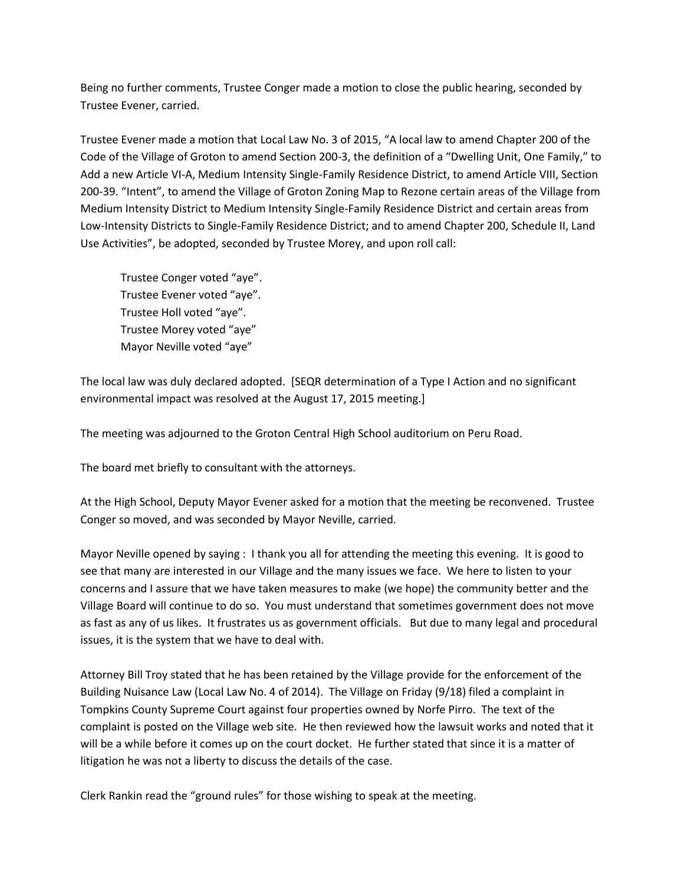Being no further comments, Trustee Conger made a motion to close the public hearing, seconded by Trustee Evener, carried.

Trustee Evener made a motion that Local Law No. 3 of 2015, "A local law to amend Chapter 200 of the Code of the Village of Groton to amend Section 200-3, the definition of a "Dwelling Unit, One Family," to Add a new Article VI-A, Medium Intensity Single-Family Residence District, to amend Article VIII, Section 200-39. "Intent", to amend the Village of Groton Zoning Map to Rezone certain areas of the Village from Medium Intensity District to Medium Intensity Single-Family Residence District and certain areas from Low-Intensity Districts to Single-Family Residence District; and to amend Chapter 200, Schedule II, Land Use Activities", be adopted, seconded by Trustee Morey, and upon roll call:

Trustee Conger voted "aye".
Trustee Evener voted "aye".
Trustee Holl voted "aye".
Trustee Morey voted "aye"
Mayor Neville voted "aye"

The local law was duly declared adopted. [SEQR determination of a Type I Action and no significant environmental impact was resolved at the August 17, 2015 meeting.]

The meeting was adjourned to the Groton Central High School auditorium on Peru Road.

The board met briefly to consultant with the attorneys.

At the High School, Deputy Mayor Evener asked for a motion that the meeting be reconvened. Trustee Conger so moved, and was seconded by Mayor Neville, carried.

Mayor Neville opened by saying : I thank you all for attending the meeting this evening. It is good to see that many are interested in our Village and the many issues we face. We here to listen to your concerns and I assure that we have taken measures to make (we hope) the community better and the Village Board will continue to do so. You must understand that sometimes government does not move as fast as any of us likes. It frustrates us as government officials. But due to many legal and procedural issues, it is the system that we have to deal with.

Attorney Bill Troy stated that he has been retained by the Village provide for the enforcement of the Building Nuisance Law (Local Law No. 4 of 2014). The Village on Friday (9/18) filed a complaint in Tompkins County Supreme Court against four properties owned by Norfe Pirro. The text of the complaint is posted on the Village web site. He then reviewed how the lawsuit works and noted that it will be a while before it comes up on the court docket. He further stated that since it is a matter of litigation he was not a liberty to discuss the details of the case.

Clerk Rankin read the "ground rules" for those wishing to speak at the meeting.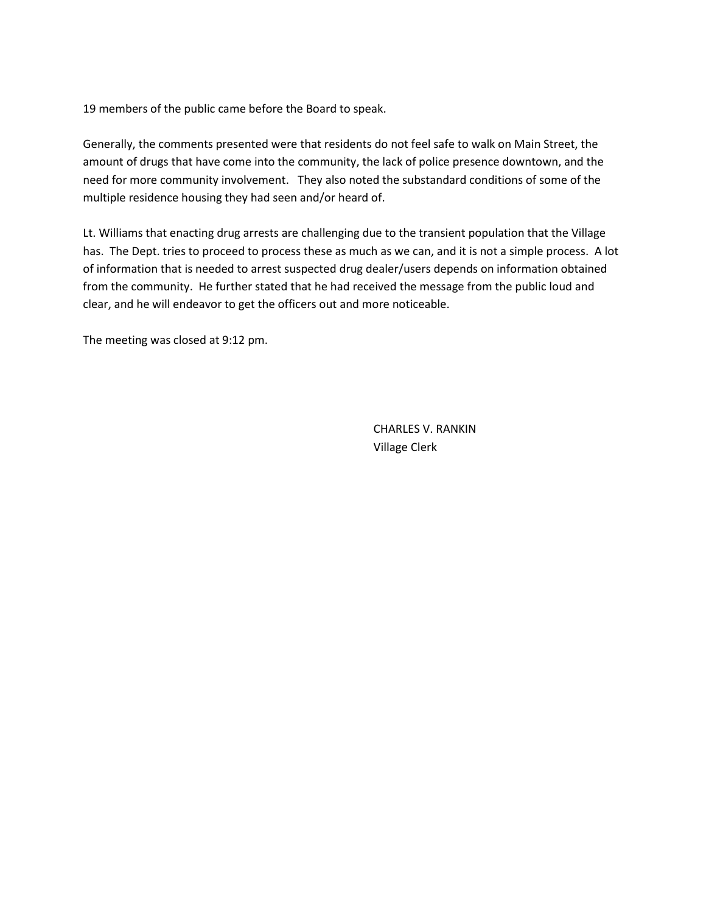19 members of the public came before the Board to speak.

Generally, the comments presented were that residents do not feel safe to walk on Main Street, the amount of drugs that have come into the community, the lack of police presence downtown, and the need for more community involvement. They also noted the substandard conditions of some of the multiple residence housing they had seen and/or heard of.

Lt. Williams that enacting drug arrests are challenging due to the transient population that the Village has. The Dept. tries to proceed to process these as much as we can, and it is not a simple process. A lot of information that is needed to arrest suspected drug dealer/users depends on information obtained from the community. He further stated that he had received the message from the public loud and clear, and he will endeavor to get the officers out and more noticeable.

The meeting was closed at 9:12 pm.

CHARLES V. RANKIN
Village Clerk